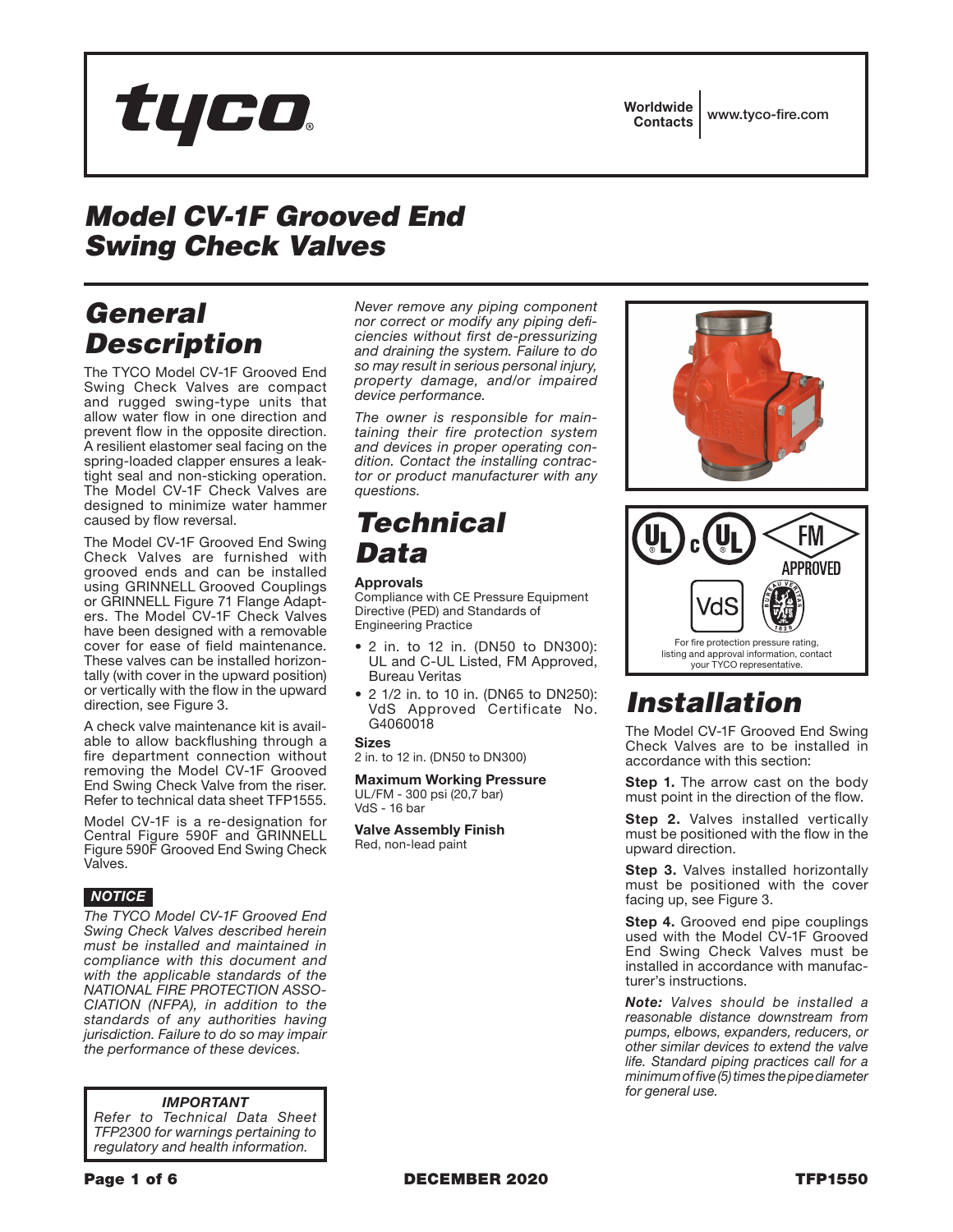tyco

Worldwide Contacts | www.tyco-fire.com

# Model CV-1F Grooved End Swing Check Valves

## General Description

The TYCO Model CV-1F Grooved End Swing Check Valves are compact and rugged swing-type units that allow water flow in one direction and prevent flow in the opposite direction. A resilient elastomer seal facing on the spring-loaded clapper ensures a leak-tight seal and non-sticking operation. The Model CV-1F Check Valves are designed to minimize water hammer caused by flow reversal.

The Model CV-1F Grooved End Swing Check Valves are furnished with grooved ends and can be installed using GRINNELL Grooved Couplings or GRINNELL Figure 71 Flange Adapters. The Model CV-1F Check Valves have been designed with a removable cover for ease of field maintenance. These valves can be installed horizontally (with cover in the upward position) or vertically with the flow in the upward direction, see Figure 3.

A check valve maintenance kit is available to allow backflushing through a fire department connection without removing the Model CV-1F Grooved End Swing Check Valve from the riser. Refer to technical data sheet TFP1555.

Model CV-1F is a re-designation for Central Figure 590F and GRINNELL Figure 590F Grooved End Swing Check Valves.

**NOTICE**

*The TYCO Model CV-1F Grooved End Swing Check Valves described herein must be installed and maintained in compliance with this document and with the applicable standards of the NATIONAL FIRE PROTECTION ASSOCIATION (NFPA), in addition to the standards of any authorities having jurisdiction. Failure to do so may impair the performance of these devices.*

*Never remove any piping component nor correct or modify any piping deficiencies without first de-pressurizing and draining the system. Failure to do so may result in serious personal injury, property damage, and/or impaired device performance.*

*The owner is responsible for maintaining their fire protection system and devices in proper operating condition. Contact the installing contractor or product manufacturer with any questions.*

**IMPORTANT**
*Refer to Technical Data Sheet TFP2300 for warnings pertaining to regulatory and health information.*

## Technical Data

**Approvals**
Compliance with CE Pressure Equipment Directive (PED) and Standards of Engineering Practice

- 2 in. to 12 in. (DN50 to DN300): UL and C-UL Listed, FM Approved, Bureau Veritas
- 2 1/2 in. to 10 in. (DN65 to DN250): VdS Approved Certificate No. G4060018

**Sizes**
2 in. to 12 in. (DN50 to DN300)

**Maximum Working Pressure**
UL/FM - 300 psi (20,7 bar)
VdS - 16 bar

**Valve Assembly Finish**
Red, non-lead paint

For fire protection pressure rating, listing and approval information, contact your TYCO representative.

## Installation

The Model CV-1F Grooved End Swing Check Valves are to be installed in accordance with this section:

**Step 1.** The arrow cast on the body must point in the direction of the flow.

**Step 2.** Valves installed vertically must be positioned with the flow in the upward direction.

**Step 3.** Valves installed horizontally must be positioned with the cover facing up, see Figure 3.

**Step 4.** Grooved end pipe couplings used with the Model CV-1F Grooved End Swing Check Valves must be installed in accordance with manufacturer's instructions.

***Note:*** *Valves should be installed a reasonable distance downstream from pumps, elbows, expanders, reducers, or other similar devices to extend the valve life. Standard piping practices call for a minimum of five (5) times the pipe diameter for general use.*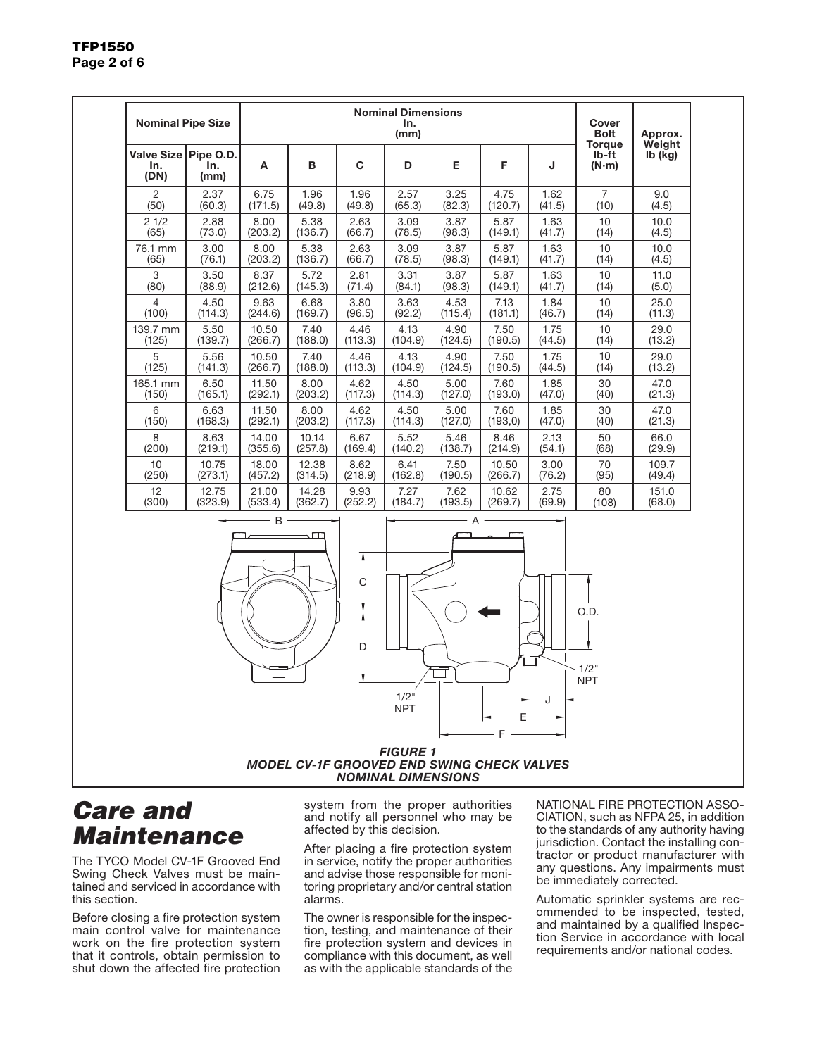| Nominal Pipe Size | | Nominal Dimensions In. (mm) | | | | | | | Cover Bolt Torque lb-ft (N·m) | Approx. Weight lb (kg) |
|---|---|---|---|---|---|---|---|---|---|---|
| Valve Size In. (DN) | Pipe O.D. In. (mm) | A | B | C | D | E | F | J | | |
| 2 (50) | 2.37 (60.3) | 6.75 (171.5) | 1.96 (49.8) | 1.96 (49.8) | 2.57 (65.3) | 3.25 (82.3) | 4.75 (120.7) | 1.62 (41.5) | 7 (10) | 9.0 (4.5) |
| 2 1/2 (65) | 2.88 (73.0) | 8.00 (203.2) | 5.38 (136.7) | 2.63 (66.7) | 3.09 (78.5) | 3.87 (98.3) | 5.87 (149.1) | 1.63 (41.7) | 10 (14) | 10.0 (4.5) |
| 76.1 mm (65) | 3.00 (76.1) | 8.00 (203.2) | 5.38 (136.7) | 2.63 (66.7) | 3.09 (78.5) | 3.87 (98.3) | 5.87 (149.1) | 1.63 (41.7) | 10 (14) | 10.0 (4.5) |
| 3 (80) | 3.50 (88.9) | 8.37 (212.6) | 5.72 (145.3) | 2.81 (71.4) | 3.31 (84.1) | 3.87 (98.3) | 5.87 (149.1) | 1.63 (41.7) | 10 (14) | 11.0 (5.0) |
| 4 (100) | 4.50 (114.3) | 9.63 (244.6) | 6.68 (169.7) | 3.80 (96.5) | 3.63 (92.2) | 4.53 (115.4) | 7.13 (181.1) | 1.84 (46.7) | 10 (14) | 25.0 (11.3) |
| 139.7 mm (125) | 5.50 (139.7) | 10.50 (266.7) | 7.40 (188.0) | 4.46 (113.3) | 4.13 (104.9) | 4.90 (124.5) | 7.50 (190.5) | 1.75 (44.5) | 10 (14) | 29.0 (13.2) |
| 5 (125) | 5.56 (141.3) | 10.50 (266.7) | 7.40 (188.0) | 4.46 (113.3) | 4.13 (104.9) | 4.90 (124.5) | 7.50 (190.5) | 1.75 (44.5) | 10 (14) | 29.0 (13.2) |
| 165.1 mm (150) | 6.50 (165.1) | 11.50 (292.1) | 8.00 (203.2) | 4.62 (117.3) | 4.50 (114.3) | 5.00 (127.0) | 7.60 (193.0) | 1.85 (47.0) | 30 (40) | 47.0 (21.3) |
| 6 (150) | 6.63 (168.3) | 11.50 (292.1) | 8.00 (203.2) | 4.62 (117.3) | 4.50 (114.3) | 5.00 (127,0) | 7.60 (193,0) | 1.85 (47.0) | 30 (40) | 47.0 (21.3) |
| 8 (200) | 8.63 (219.1) | 14.00 (355.6) | 10.14 (257.8) | 6.67 (169.4) | 5.52 (140.2) | 5.46 (138.7) | 8.46 (214.9) | 2.13 (54.1) | 50 (68) | 66.0 (29.9) |
| 10 (250) | 10.75 (273.1) | 18.00 (457.2) | 12.38 (314.5) | 8.62 (218.9) | 6.41 (162.8) | 7.50 (190.5) | 10.50 (266.7) | 3.00 (76.2) | 70 (95) | 109.7 (49.4) |
| 12 (300) | 12.75 (323.9) | 21.00 (533.4) | 14.28 (362.7) | 9.93 (252.2) | 7.27 (184.7) | 7.62 (193.5) | 10.62 (269.7) | 2.75 (69.9) | 80 (108) | 151.0 (68.0) |

*FIGURE 1*
*MODEL CV-1F GROOVED END SWING CHECK VALVES*
*NOMINAL DIMENSIONS*

# *Care and Maintenance*

The TYCO Model CV-1F Grooved End Swing Check Valves must be maintained and serviced in accordance with this section.

Before closing a fire protection system main control valve for maintenance work on the fire protection system that it controls, obtain permission to shut down the affected fire protection system from the proper authorities and notify all personnel who may be affected by this decision.

After placing a fire protection system in service, notify the proper authorities and advise those responsible for monitoring proprietary and/or central station alarms.

The owner is responsible for the inspection, testing, and maintenance of their fire protection system and devices in compliance with this document, as well as with the applicable standards of the NATIONAL FIRE PROTECTION ASSOCIATION, such as NFPA 25, in addition to the standards of any authority having jurisdiction. Contact the installing contractor or product manufacturer with any questions. Any impairments must be immediately corrected.

Automatic sprinkler systems are recommended to be inspected, tested, and maintained by a qualified Inspection Service in accordance with local requirements and/or national codes.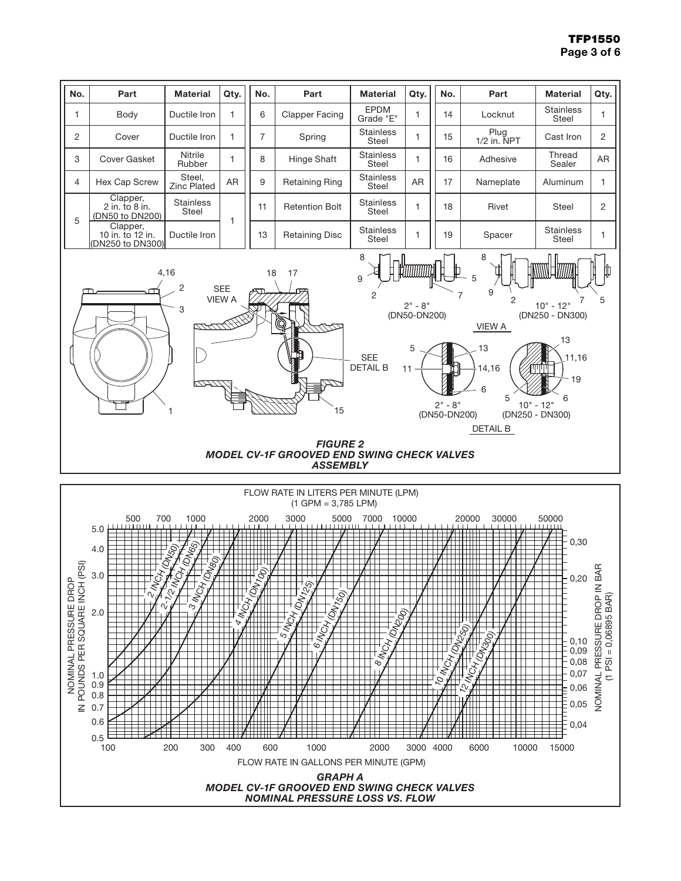| No. | Part | Material | Qty. |
|---|---|---|---|
| 1 | Body | Ductile Iron | 1 |
| 2 | Cover | Ductile Iron | 1 |
| 3 | Cover Gasket | Nitrile Rubber | 1 |
| 4 | Hex Cap Screw | Steel, Zinc Plated | AR |
| 5 | Clapper, 2 in. to 8 in. (DN50 to DN200) | Stainless Steel | 1 |
| | Clapper, 10 in. to 12 in. (DN250 to DN300) | Ductile Iron | |
| 6 | Clapper Facing | EPDM Grade "E" | 1 |
| 7 | Spring | Stainless Steel | 1 |
| 8 | Hinge Shaft | Stainless Steel | 1 |
| 9 | Retaining Ring | Stainless Steel | AR |
| 11 | Retention Bolt | Stainless Steel | 1 |
| 13 | Retaining Disc | Stainless Steel | 1 |
| 14 | Locknut | Stainless Steel | 1 |
| 15 | Plug 1/2 in. NPT | Cast Iron | 2 |
| 16 | Adhesive | Thread Sealer | AR |
| 17 | Nameplate | Aluminum | 1 |
| 18 | Rivet | Steel | 2 |
| 19 | Spacer | Stainless Steel | 1 |

**FIGURE 2**
***MODEL CV-1F GROOVED END SWING CHECK VALVES ASSEMBLY***

**GRAPH A**
***MODEL CV-1F GROOVED END SWING CHECK VALVES NOMINAL PRESSURE LOSS VS. FLOW***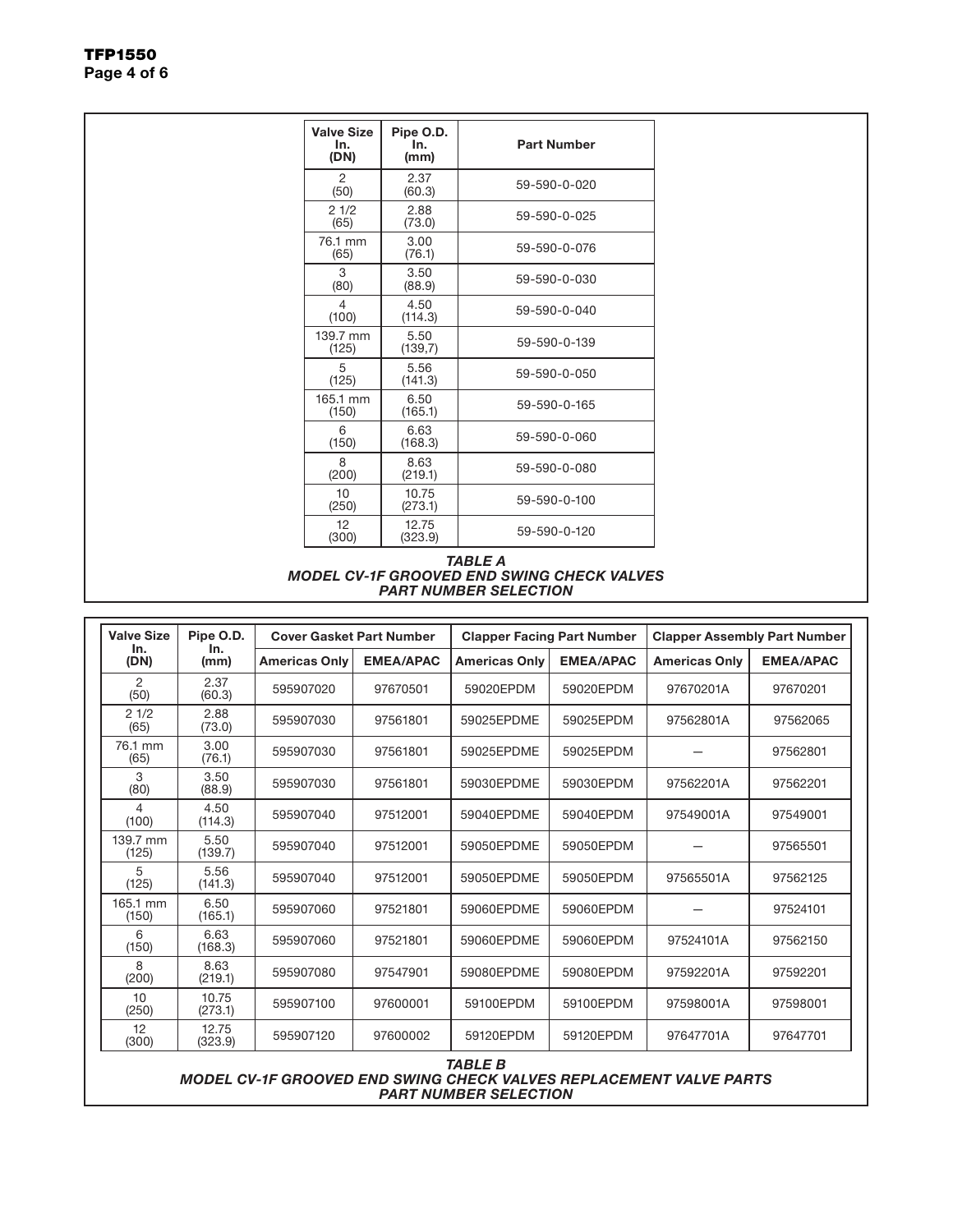| Valve Size In. (DN) | Pipe O.D. In. (mm) | Part Number |
|---|---|---|
| 2 (50) | 2.37 (60.3) | 59-590-0-020 |
| 2 1/2 (65) | 2.88 (73.0) | 59-590-0-025 |
| 76.1 mm (65) | 3.00 (76.1) | 59-590-0-076 |
| 3 (80) | 3.50 (88.9) | 59-590-0-030 |
| 4 (100) | 4.50 (114.3) | 59-590-0-040 |
| 139.7 mm (125) | 5.50 (139,7) | 59-590-0-139 |
| 5 (125) | 5.56 (141.3) | 59-590-0-050 |
| 165.1 mm (150) | 6.50 (165.1) | 59-590-0-165 |
| 6 (150) | 6.63 (168.3) | 59-590-0-060 |
| 8 (200) | 8.63 (219.1) | 59-590-0-080 |
| 10 (250) | 10.75 (273.1) | 59-590-0-100 |
| 12 (300) | 12.75 (323.9) | 59-590-0-120 |

***TABLE A***
***MODEL CV-1F GROOVED END SWING CHECK VALVES PART NUMBER SELECTION***

| Valve Size In. (DN) | Pipe O.D. In. (mm) | Cover Gasket Part Number | | Clapper Facing Part Number | | Clapper Assembly Part Number | |
|---|---|---|---|---|---|---|---|
| | | Americas Only | EMEA/APAC | Americas Only | EMEA/APAC | Americas Only | EMEA/APAC |
| 2 (50) | 2.37 (60.3) | 595907020 | 97670501 | 59020EPDM | 59020EPDM | 97670201A | 97670201 |
| 2 1/2 (65) | 2.88 (73.0) | 595907030 | 97561801 | 59025EPDME | 59025EPDM | 97562801A | 97562065 |
| 76.1 mm (65) | 3.00 (76.1) | 595907030 | 97561801 | 59025EPDME | 59025EPDM | — | 97562801 |
| 3 (80) | 3.50 (88.9) | 595907030 | 97561801 | 59030EPDME | 59030EPDM | 97562201A | 97562201 |
| 4 (100) | 4.50 (114.3) | 595907040 | 97512001 | 59040EPDME | 59040EPDM | 97549001A | 97549001 |
| 139.7 mm (125) | 5.50 (139.7) | 595907040 | 97512001 | 59050EPDME | 59050EPDM | — | 97565501 |
| 5 (125) | 5.56 (141.3) | 595907040 | 97512001 | 59050EPDME | 59050EPDM | 97565501A | 97562125 |
| 165.1 mm (150) | 6.50 (165.1) | 595907060 | 97521801 | 59060EPDME | 59060EPDM | — | 97524101 |
| 6 (150) | 6.63 (168.3) | 595907060 | 97521801 | 59060EPDME | 59060EPDM | 97524101A | 97562150 |
| 8 (200) | 8.63 (219.1) | 595907080 | 97547901 | 59080EPDME | 59080EPDM | 97592201A | 97592201 |
| 10 (250) | 10.75 (273.1) | 595907100 | 97600001 | 59100EPDM | 59100EPDM | 97598001A | 97598001 |
| 12 (300) | 12.75 (323.9) | 595907120 | 97600002 | 59120EPDM | 59120EPDM | 97647701A | 97647701 |

***TABLE B***
***MODEL CV-1F GROOVED END SWING CHECK VALVES REPLACEMENT VALVE PARTS PART NUMBER SELECTION***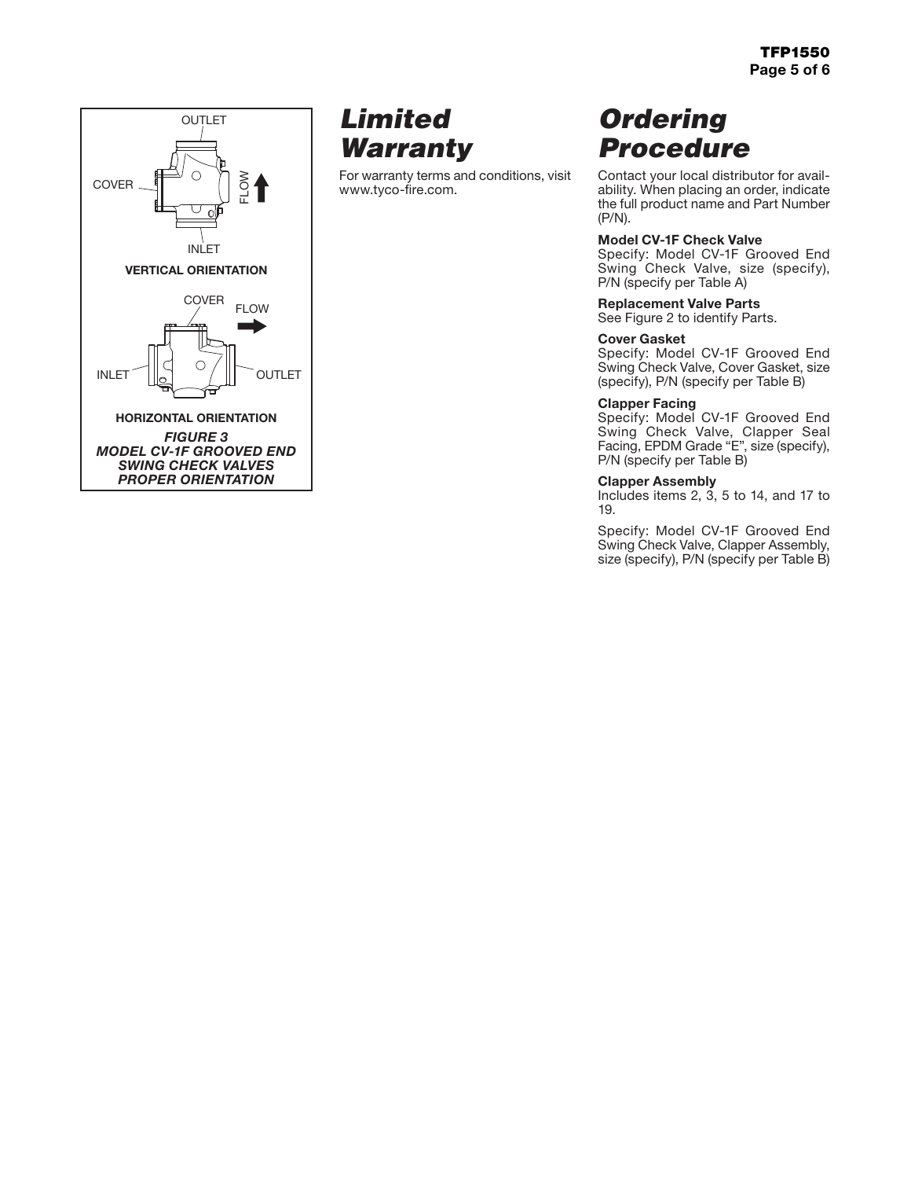OUTLET

COVER

FLOW

INLET

**VERTICAL ORIENTATION**

COVER

FLOW

INLET

OUTLET

**HORIZONTAL ORIENTATION**

***FIGURE 3***
***MODEL CV-1F GROOVED END SWING CHECK VALVES PROPER ORIENTATION***

# *Limited Warranty*

For warranty terms and conditions, visit www.tyco-fire.com.

# *Ordering Procedure*

Contact your local distributor for availability. When placing an order, indicate the full product name and Part Number (P/N).

**Model CV-1F Check Valve**
Specify: Model CV-1F Grooved End Swing Check Valve, size (specify), P/N (specify per Table A)

**Replacement Valve Parts**
See Figure 2 to identify Parts.

**Cover Gasket**
Specify: Model CV-1F Grooved End Swing Check Valve, Cover Gasket, size (specify), P/N (specify per Table B)

**Clapper Facing**
Specify: Model CV-1F Grooved End Swing Check Valve, Clapper Seal Facing, EPDM Grade "E", size (specify), P/N (specify per Table B)

**Clapper Assembly**
Includes items 2, 3, 5 to 14, and 17 to 19.

Specify: Model CV-1F Grooved End Swing Check Valve, Clapper Assembly, size (specify), P/N (specify per Table B)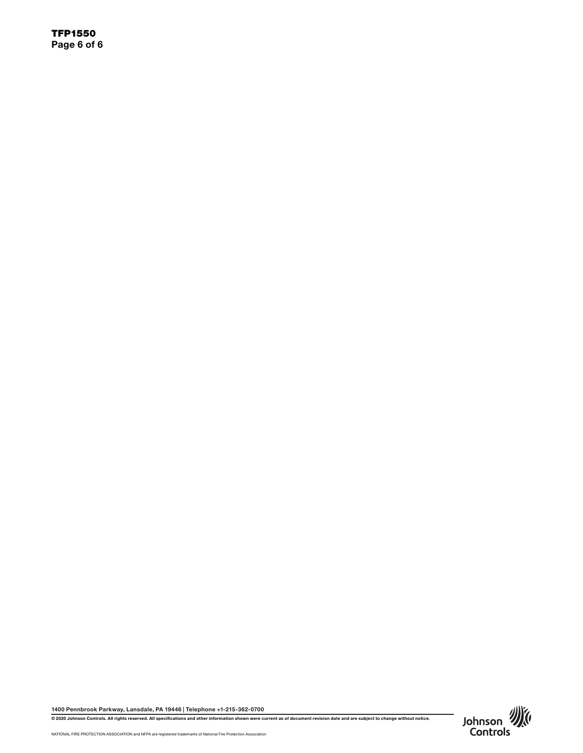1400 Pennbrook Parkway, Lansdale, PA 19446 | Telephone +1-215-362-0700

© 2020 Johnson Controls. All rights reserved. All specifications and other information shown were current as of document revision date and are subject to change without notice.

NATIONAL FIRE PROTECTION ASSOCIATION and NFPA are registered trademarks of National Fire Protection Association